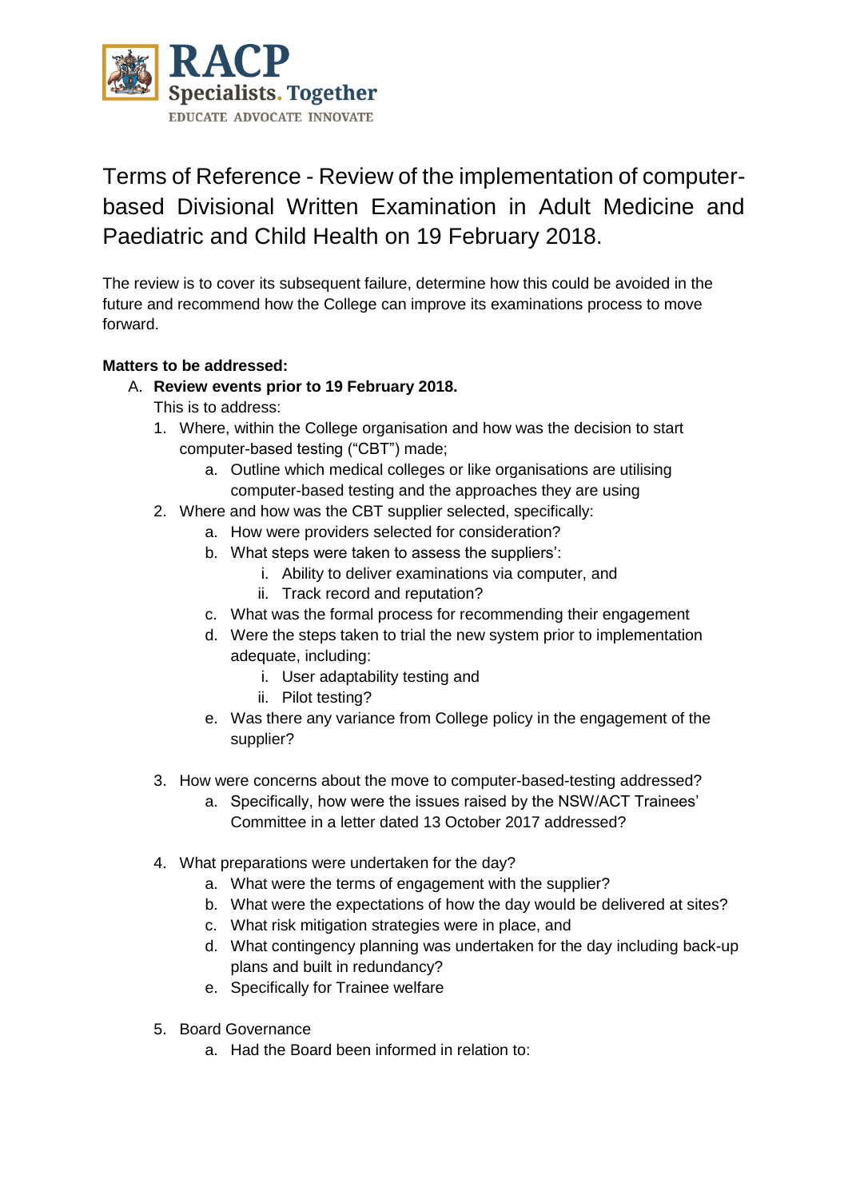# Terms of Reference - Review of the implementation of computer-based Divisional Written Examination in Adult Medicine and Paediatric and Child Health on 19 February 2018.

The review is to cover its subsequent failure, determine how this could be avoided in the future and recommend how the College can improve its examinations process to move forward.

**Matters to be addressed:**

A. **Review events prior to 19 February 2018.**
   This is to address:
   1. Where, within the College organisation and how was the decision to start computer-based testing ("CBT") made;
      a. Outline which medical colleges or like organisations are utilising computer-based testing and the approaches they are using
   2. Where and how was the CBT supplier selected, specifically:
      a. How were providers selected for consideration?
      b. What steps were taken to assess the suppliers':
         i. Ability to deliver examinations via computer, and
         ii. Track record and reputation?
      c. What was the formal process for recommending their engagement
      d. Were the steps taken to trial the new system prior to implementation adequate, including:
         i. User adaptability testing and
         ii. Pilot testing?
      e. Was there any variance from College policy in the engagement of the supplier?
   3. How were concerns about the move to computer-based-testing addressed?
      a. Specifically, how were the issues raised by the NSW/ACT Trainees' Committee in a letter dated 13 October 2017 addressed?
   4. What preparations were undertaken for the day?
      a. What were the terms of engagement with the supplier?
      b. What were the expectations of how the day would be delivered at sites?
      c. What risk mitigation strategies were in place, and
      d. What contingency planning was undertaken for the day including back-up plans and built in redundancy?
      e. Specifically for Trainee welfare
   5. Board Governance
      a. Had the Board been informed in relation to: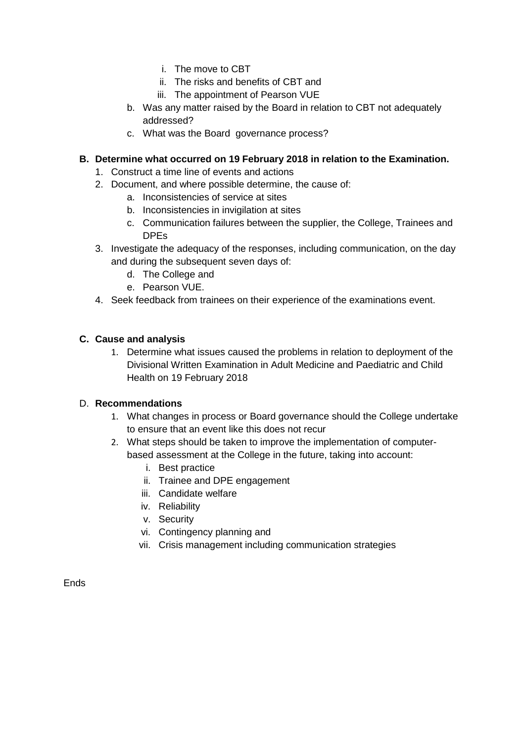i. The move to CBT
   ii. The risks and benefits of CBT and
   iii. The appointment of Pearson VUE

b. Was any matter raised by the Board in relation to CBT not adequately addressed?
c. What was the Board governance process?

**B. Determine what occurred on 19 February 2018 in relation to the Examination.**

1. Construct a time line of events and actions
2. Document, and where possible determine, the cause of:
   a. Inconsistencies of service at sites
   b. Inconsistencies in invigilation at sites
   c. Communication failures between the supplier, the College, Trainees and DPEs
3. Investigate the adequacy of the responses, including communication, on the day and during the subsequent seven days of:
   d. The College and
   e. Pearson VUE.
4. Seek feedback from trainees on their experience of the examinations event.

**C. Cause and analysis**

1. Determine what issues caused the problems in relation to deployment of the Divisional Written Examination in Adult Medicine and Paediatric and Child Health on 19 February 2018

D. **Recommendations**

1. What changes in process or Board governance should the College undertake to ensure that an event like this does not recur
2. What steps should be taken to improve the implementation of computer-based assessment at the College in the future, taking into account:
   i. Best practice
   ii. Trainee and DPE engagement
   iii. Candidate welfare
   iv. Reliability
   v. Security
   vi. Contingency planning and
   vii. Crisis management including communication strategies

Ends